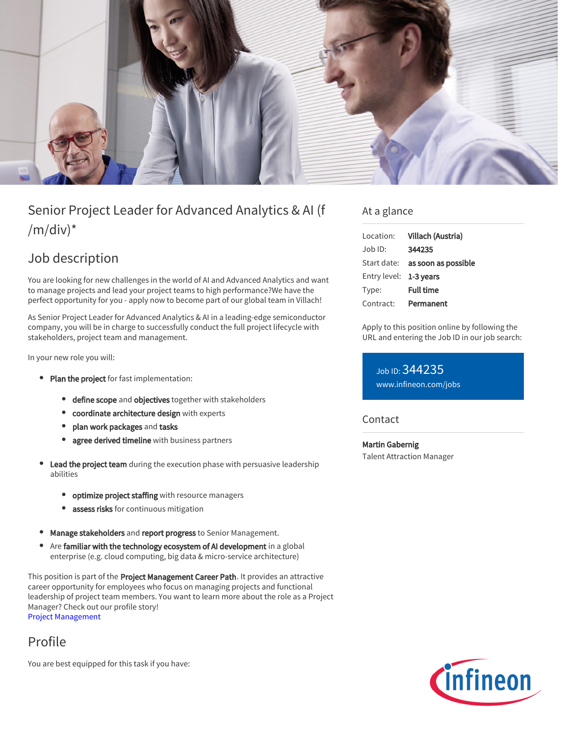# Senior Project Leader for Advanced Analytics & AI (f /m/div)*

## Job description

You are looking for new challenges in the world of AI and Advanced Analytics and want to manage projects and lead your project teams to high performance?We have the perfect opportunity for you - apply now to become part of our global team in Villach!

As Senior Project Leader for Advanced Analytics & AI in a leading-edge semiconductor company, you will be in charge to successfully conduct the full project lifecycle with stakeholders, project team and management.

In your new role you will:

- **Plan the project** for fast implementation:
  - **define scope** and **objectives** together with stakeholders
  - **coordinate architecture design** with experts
  - **plan work packages** and **tasks**
  - **agree derived timeline** with business partners
- **Lead the project team** during the execution phase with persuasive leadership abilities
  - **optimize project staffing** with resource managers
  - **assess risks** for continuous mitigation
- **Manage stakeholders** and **report progress** to Senior Management.
- Are **familiar with the technology ecosystem of AI development** in a global enterprise (e.g. cloud computing, big data & micro-service architecture)

This position is part of the **Project Management Career Path**. It provides an attractive career opportunity for employees who focus on managing projects and functional leadership of project team members. You want to learn more about the role as a Project Manager? Check out our profile story!
Project Management

## Profile

You are best equipped for this task if you have:

## At a glance

| | |
|---|---|
| Location: | **Villach (Austria)** |
| Job ID: | **344235** |
| Start date: | **as soon as possible** |
| Entry level: | **1-3 years** |
| Type: | **Full time** |
| Contract: | **Permanent** |

Apply to this position online by following the URL and entering the Job ID in our job search:

Job ID: 344235
www.infineon.com/jobs

## Contact

**Martin Gabernig**
Talent Attraction Manager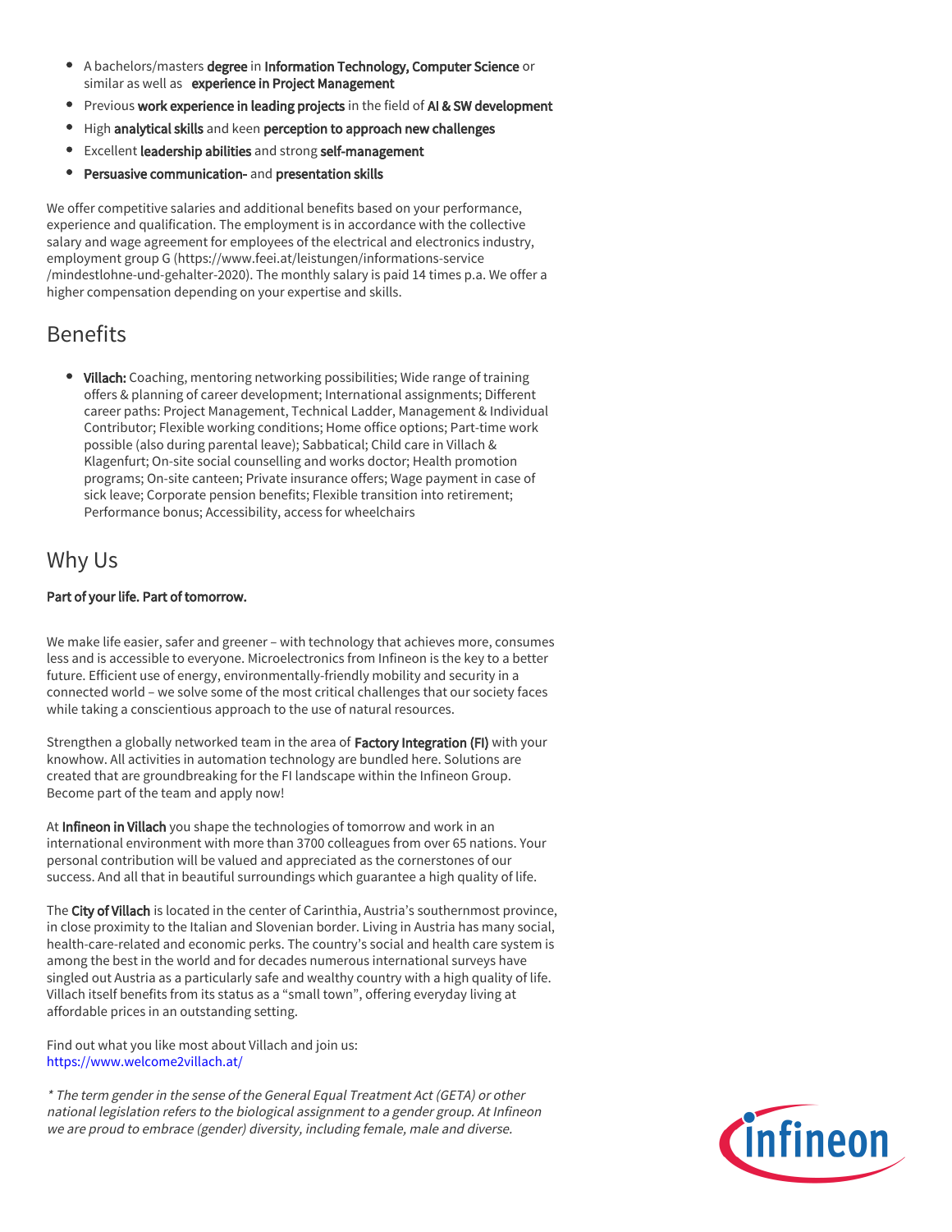- A bachelors/masters **degree** in **Information Technology, Computer Science** or similar as well as **experience in Project Management**
- Previous **work experience in leading projects** in the field of **AI & SW development**
- High **analytical skills** and keen **perception to approach new challenges**
- Excellent **leadership abilities** and strong **self-management**
- **Persuasive communication-** and **presentation skills**

We offer competitive salaries and additional benefits based on your performance, experience and qualification. The employment is in accordance with the collective salary and wage agreement for employees of the electrical and electronics industry, employment group G (https://www.feei.at/leistungen/informations-service/mindestlohne-und-gehalter-2020). The monthly salary is paid 14 times p.a. We offer a higher compensation depending on your expertise and skills.

## Benefits

- **Villach:** Coaching, mentoring networking possibilities; Wide range of training offers & planning of career development; International assignments; Different career paths: Project Management, Technical Ladder, Management & Individual Contributor; Flexible working conditions; Home office options; Part-time work possible (also during parental leave); Sabbatical; Child care in Villach & Klagenfurt; On-site social counselling and works doctor; Health promotion programs; On-site canteen; Private insurance offers; Wage payment in case of sick leave; Corporate pension benefits; Flexible transition into retirement; Performance bonus; Accessibility, access for wheelchairs

## Why Us

**Part of your life. Part of tomorrow.**

We make life easier, safer and greener – with technology that achieves more, consumes less and is accessible to everyone. Microelectronics from Infineon is the key to a better future. Efficient use of energy, environmentally-friendly mobility and security in a connected world – we solve some of the most critical challenges that our society faces while taking a conscientious approach to the use of natural resources.

Strengthen a globally networked team in the area of **Factory Integration (FI)** with your knowhow. All activities in automation technology are bundled here. Solutions are created that are groundbreaking for the FI landscape within the Infineon Group. Become part of the team and apply now!

At **Infineon in Villach** you shape the technologies of tomorrow and work in an international environment with more than 3700 colleagues from over 65 nations. Your personal contribution will be valued and appreciated as the cornerstones of our success. And all that in beautiful surroundings which guarantee a high quality of life.

The **City of Villach** is located in the center of Carinthia, Austria's southernmost province, in close proximity to the Italian and Slovenian border. Living in Austria has many social, health-care-related and economic perks. The country's social and health care system is among the best in the world and for decades numerous international surveys have singled out Austria as a particularly safe and wealthy country with a high quality of life. Villach itself benefits from its status as a "small town", offering everyday living at affordable prices in an outstanding setting.

Find out what you like most about Villach and join us:
https://www.welcome2villach.at/

*\* The term gender in the sense of the General Equal Treatment Act (GETA) or other national legislation refers to the biological assignment to a gender group. At Infineon we are proud to embrace (gender) diversity, including female, male and diverse.*

infineon